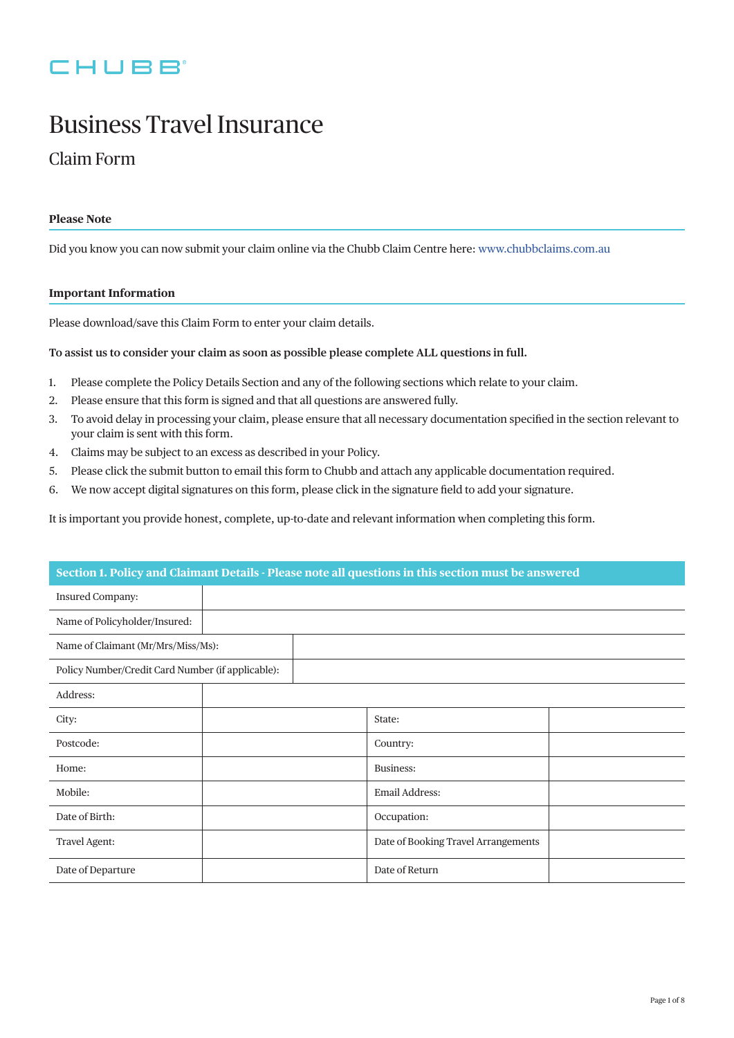CHUBB

# Business Travel Insurance

## Claim Form

### Please Note

Did you know you can now submit your claim online via the Chubb Claim Centre here: www.chubbclaims.com.au

### Important Information

Please download/save this Claim Form to enter your claim details.

**To assist us to consider your claim as soon as possible please complete ALL questions in full.**

1. Please complete the Policy Details Section and any of the following sections which relate to your claim.
2. Please ensure that this form is signed and that all questions are answered fully.
3. To avoid delay in processing your claim, please ensure that all necessary documentation specified in the section relevant to your claim is sent with this form.
4. Claims may be subject to an excess as described in your Policy.
5. Please click the submit button to email this form to Chubb and attach any applicable documentation required.
6. We now accept digital signatures on this form, please click in the signature field to add your signature.

It is important you provide honest, complete, up-to-date and relevant information when completing this form.

| Section 1. Policy and Claimant Details - Please note all questions in this section must be answered | | | |
|---|---|---|---|
| Insured Company: | | | |
| Name of Policyholder/Insured: | | | |
| Name of Claimant (Mr/Mrs/Miss/Ms): | | | |
| Policy Number/Credit Card Number (if applicable): | | | |
| Address: | | | |
| City: | | State: | |
| Postcode: | | Country: | |
| Home: | | Business: | |
| Mobile: | | Email Address: | |
| Date of Birth: | | Occupation: | |
| Travel Agent: | | Date of Booking Travel Arrangements | |
| Date of Departure | | Date of Return | |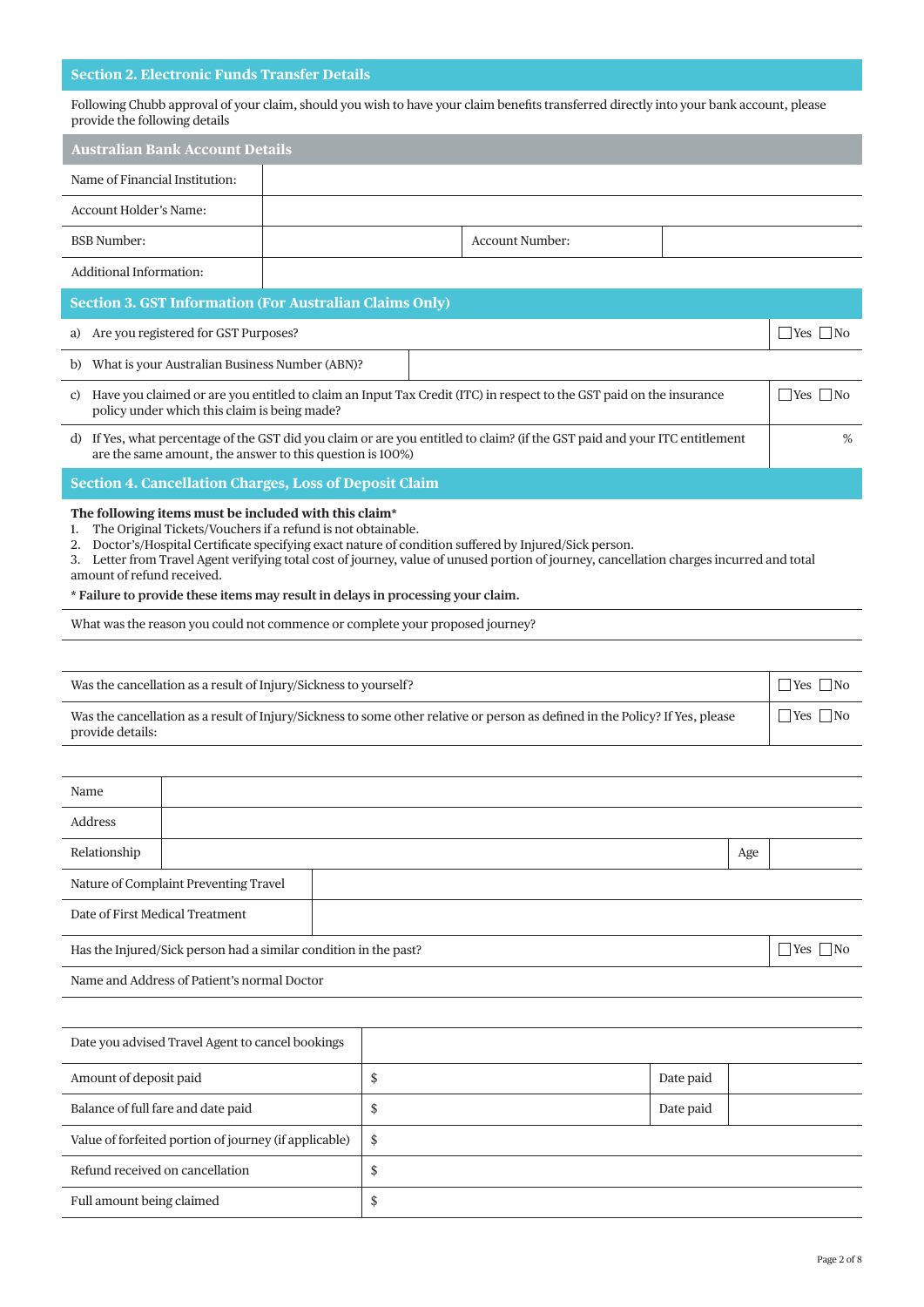## Section 2. Electronic Funds Transfer Details

Following Chubb approval of your claim, should you wish to have your claim benefits transferred directly into your bank account, please provide the following details

### Australian Bank Account Details

| | | | |
|---|---|---|---|
| Name of Financial Institution: | | | |
| Account Holder's Name: | | | |
| BSB Number: | | Account Number: | |
| Additional Information: | | | |

## Section 3. GST Information (For Australian Claims Only)

| | |
|---|---|
| a) Are you registered for GST Purposes? | ☐Yes ☐No |
| b) What is your Australian Business Number (ABN)? | |
| c) Have you claimed or are you entitled to claim an Input Tax Credit (ITC) in respect to the GST paid on the insurance policy under which this claim is being made? | ☐Yes ☐No |
| d) If Yes, what percentage of the GST did you claim or are you entitled to claim? (if the GST paid and your ITC entitlement are the same amount, the answer to this question is 100%) | % |

## Section 4. Cancellation Charges, Loss of Deposit Claim

**The following items must be included with this claim***

1. The Original Tickets/Vouchers if a refund is not obtainable.
2. Doctor's/Hospital Certificate specifying exact nature of condition suffered by Injured/Sick person.
3. Letter from Travel Agent verifying total cost of journey, value of unused portion of journey, cancellation charges incurred and total amount of refund received.

**\* Failure to provide these items may result in delays in processing your claim.**

What was the reason you could not commence or complete your proposed journey?

| | |
|---|---|
| Was the cancellation as a result of Injury/Sickness to yourself? | ☐Yes ☐No |
| Was the cancellation as a result of Injury/Sickness to some other relative or person as defined in the Policy? If Yes, please provide details: | ☐Yes ☐No |

| | | | |
|---|---|---|---|
| Name | | | |
| Address | | | |
| Relationship | | Age | |
| Nature of Complaint Preventing Travel | | | |
| Date of First Medical Treatment | | | |

| | |
|---|---|
| Has the Injured/Sick person had a similar condition in the past? | ☐Yes ☐No |
| Name and Address of Patient's normal Doctor | |

| | | | |
|---|---|---|---|
| Date you advised Travel Agent to cancel bookings | | | |
| Amount of deposit paid | $ | Date paid | |
| Balance of full fare and date paid | $ | Date paid | |
| Value of forfeited portion of journey (if applicable) | $ | | |
| Refund received on cancellation | $ | | |
| Full amount being claimed | $ | | |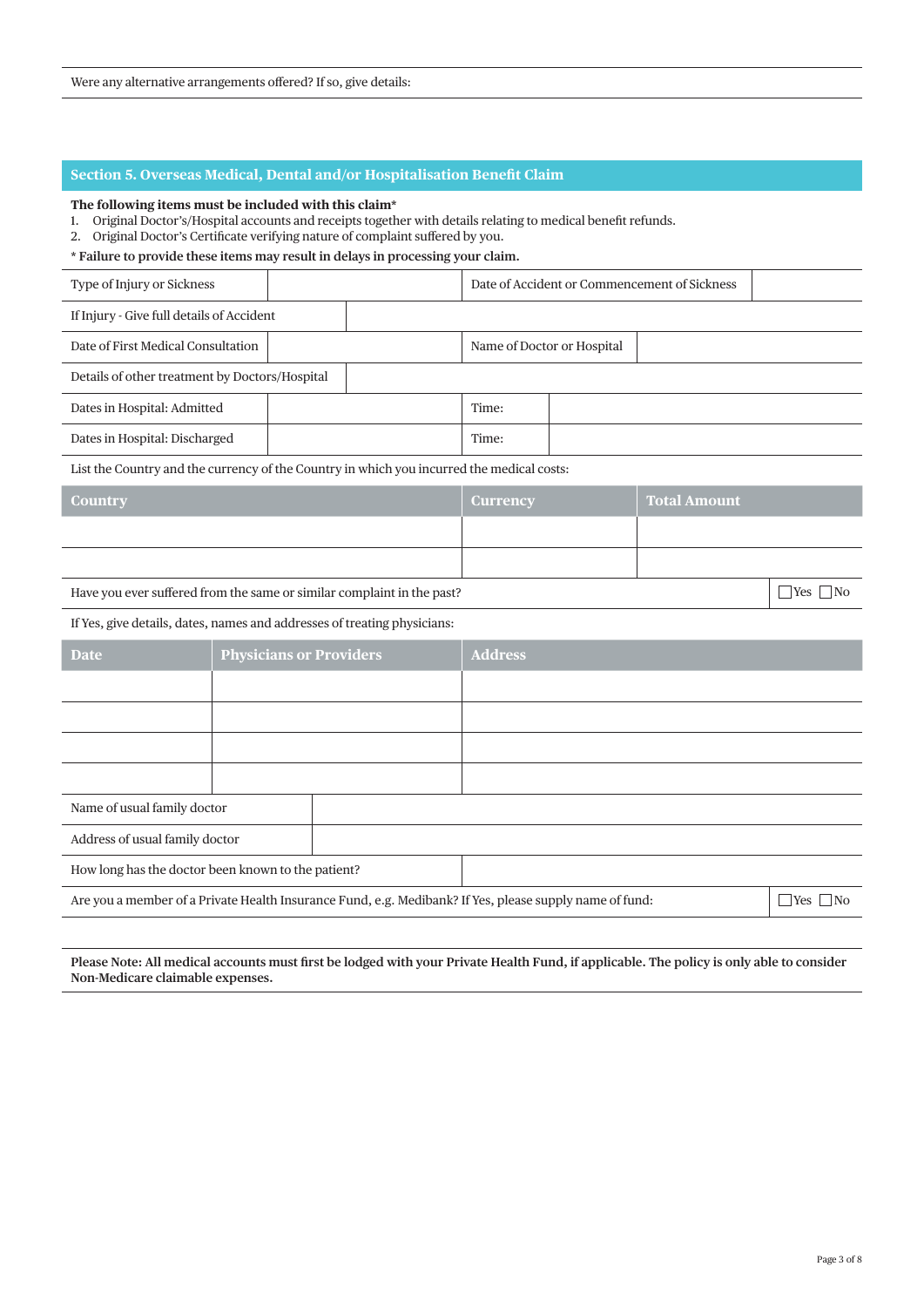Were any alternative arrangements offered? If so, give details:

## Section 5. Overseas Medical, Dental and/or Hospitalisation Benefit Claim

**The following items must be included with this claim***

1. Original Doctor's/Hospital accounts and receipts together with details relating to medical benefit refunds.
2. Original Doctor's Certificate verifying nature of complaint suffered by you.

**\* Failure to provide these items may result in delays in processing your claim.**

| | | | |
|---|---|---|---|
| Type of Injury or Sickness | | Date of Accident or Commencement of Sickness | |
| If Injury - Give full details of Accident | | | |
| Date of First Medical Consultation | | Name of Doctor or Hospital | |
| Details of other treatment by Doctors/Hospital | | | |
| Dates in Hospital: Admitted | | Time: | |
| Dates in Hospital: Discharged | | Time: | |

List the Country and the currency of the Country in which you incurred the medical costs:

| Country | Currency | Total Amount |
|---|---|---|
| | | |
| | | |

Have you ever suffered from the same or similar complaint in the past? ☐ Yes ☐ No

If Yes, give details, dates, names and addresses of treating physicians:

| Date | Physicians or Providers | Address |
|---|---|---|
| | | |
| | | |
| | | |
| | | |

| | |
|---|---|
| Name of usual family doctor | |
| Address of usual family doctor | |
| How long has the doctor been known to the patient? | |

Are you a member of a Private Health Insurance Fund, e.g. Medibank? If Yes, please supply name of fund: ☐ Yes ☐ No

**Please Note: All medical accounts must first be lodged with your Private Health Fund, if applicable. The policy is only able to consider Non-Medicare claimable expenses.**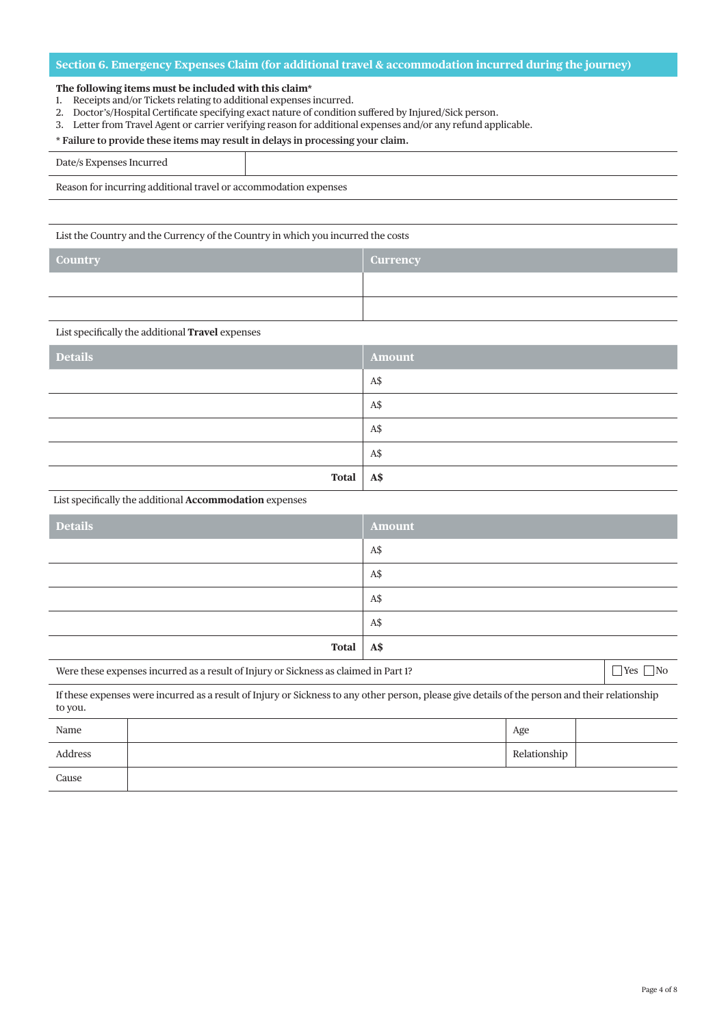## Section 6. Emergency Expenses Claim (for additional travel & accommodation incurred during the journey)

**The following items must be included with this claim***

1. Receipts and/or Tickets relating to additional expenses incurred.
2. Doctor's/Hospital Certificate specifying exact nature of condition suffered by Injured/Sick person.
3. Letter from Travel Agent or carrier verifying reason for additional expenses and/or any refund applicable.

**\* Failure to provide these items may result in delays in processing your claim.**

| Date/s Expenses Incurred | |
|---|---|

Reason for incurring additional travel or accommodation expenses

List the Country and the Currency of the Country in which you incurred the costs

| Country | Currency |
|---|---|
| | |
| | |

List specifically the additional **Travel** expenses

| Details | Amount |
|---|---|
| | A$ |
| | A$ |
| | A$ |
| | A$ |
| **Total** | **A$** |

List specifically the additional **Accommodation** expenses

| Details | Amount |
|---|---|
| | A$ |
| | A$ |
| | A$ |
| | A$ |
| **Total** | **A$** |

Were these expenses incurred as a result of Injury or Sickness as claimed in Part 1? ☐ Yes ☐ No

If these expenses were incurred as a result of Injury or Sickness to any other person, please give details of the person and their relationship to you.

| Name | | Age | |
|---|---|---|---|
| Address | | Relationship | |
| Cause | | | |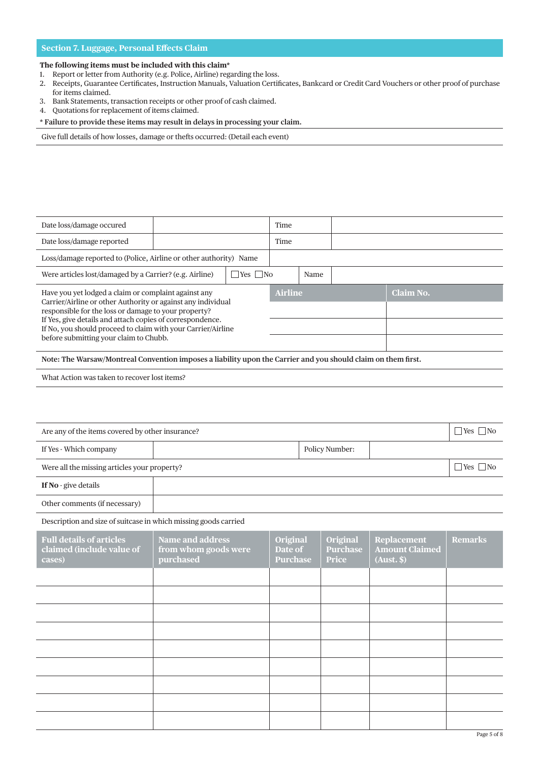## Section 7. Luggage, Personal Effects Claim

**The following items must be included with this claim***

1. Report or letter from Authority (e.g. Police, Airline) regarding the loss.
2. Receipts, Guarantee Certificates, Instruction Manuals, Valuation Certificates, Bankcard or Credit Card Vouchers or other proof of purchase for items claimed.
3. Bank Statements, transaction receipts or other proof of cash claimed.
4. Quotations for replacement of items claimed.

*** Failure to provide these items may result in delays in processing your claim.**

Give full details of how losses, damage or thefts occurred: (Detail each event)

| | | | |
|---|---|---|---|
| Date loss/damage occured | | Time | |
| Date loss/damage reported | | Time | |
| Loss/damage reported to (Police, Airline or other authority) Name | | | |
| Were articles lost/damaged by a Carrier? (e.g. Airline) | ☐Yes ☐No | Name | |

Have you yet lodged a claim or complaint against any Carrier/Airline or other Authority or against any individual responsible for the loss or damage to your property?
If Yes, give details and attach copies of correspondence.
If No, you should proceed to claim with your Carrier/Airline before submitting your claim to Chubb.

| Airline | Claim No. |
|---|---|
| | |
| | |
| | |

**Note: The Warsaw/Montreal Convention imposes a liability upon the Carrier and you should claim on them first.**

What Action was taken to recover lost items?

| | | | |
|---|---|---|---|
| Are any of the items covered by other insurance? | | | ☐Yes ☐No |
| If Yes - Which company | | Policy Number: | |
| Were all the missing articles your property? | | | ☐Yes ☐No |
| **If No** - give details | | | |
| Other comments (if necessary) | | | |

Description and size of suitcase in which missing goods carried

| Full details of articles claimed (include value of cases) | Name and address from whom goods were purchased | Original Date of Purchase | Original Purchase Price | Replacement Amount Claimed (Aust. $) | Remarks |
|---|---|---|---|---|---|
| | | | | | |
| | | | | | |
| | | | | | |
| | | | | | |
| | | | | | |
| | | | | | |
| | | | | | |
| | | | | | |
| | | | | | |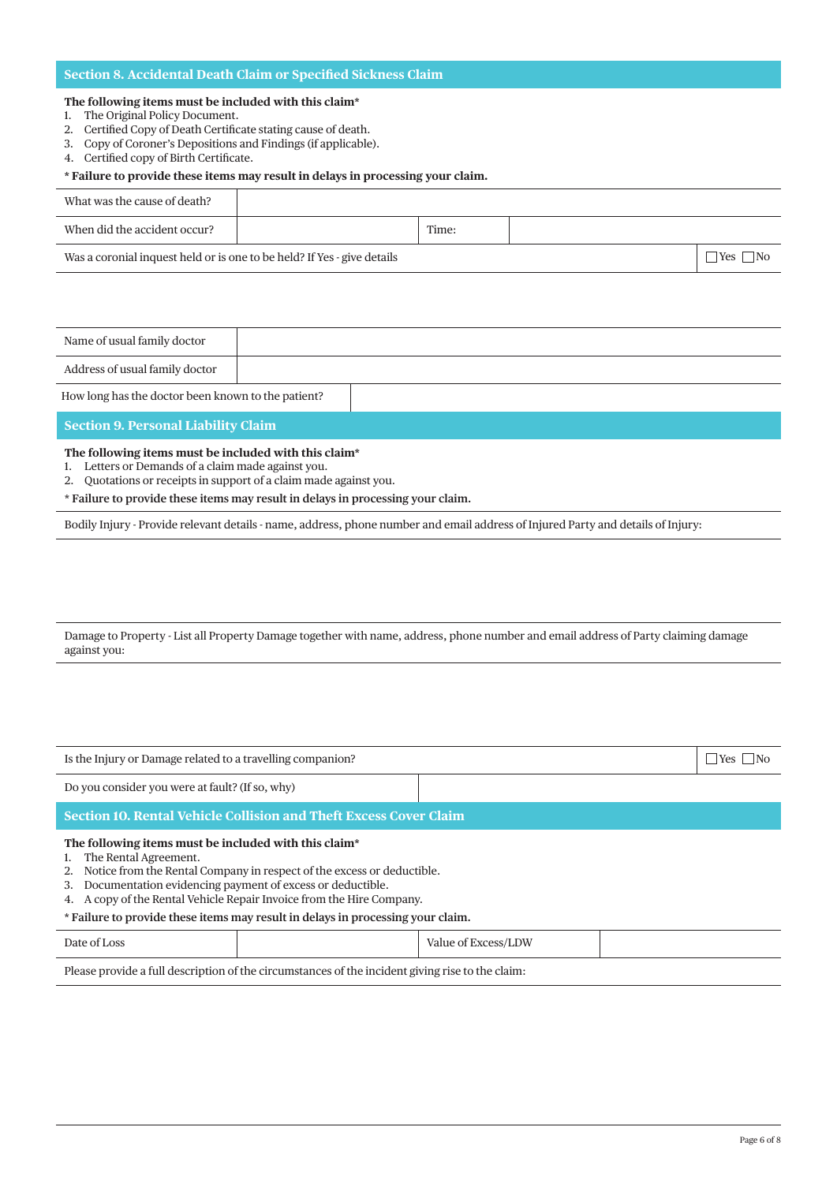## Section 8. Accidental Death Claim or Specified Sickness Claim

**The following items must be included with this claim***

1. The Original Policy Document.
2. Certified Copy of Death Certificate stating cause of death.
3. Copy of Coroner's Depositions and Findings (if applicable).
4. Certified copy of Birth Certificate.

*** Failure to provide these items may result in delays in processing your claim.**

| What was the cause of death? | | | |
|---|---|---|---|
| When did the accident occur? | | Time: | |

| Was a coronial inquest held or is one to be held? If Yes - give details | ☐ Yes ☐ No |
|---|---|

| Name of usual family doctor | |
|---|---|
| Address of usual family doctor | |
| How long has the doctor been known to the patient? | |

## Section 9. Personal Liability Claim

**The following items must be included with this claim***

1. Letters or Demands of a claim made against you.
2. Quotations or receipts in support of a claim made against you.

*** Failure to provide these items may result in delays in processing your claim.**

Bodily Injury - Provide relevant details - name, address, phone number and email address of Injured Party and details of Injury:

Damage to Property - List all Property Damage together with name, address, phone number and email address of Party claiming damage against you:

| Is the Injury or Damage related to a travelling companion? | ☐ Yes ☐ No |
|---|---|
| Do you consider you were at fault? (If so, why) | |

## Section 10. Rental Vehicle Collision and Theft Excess Cover Claim

**The following items must be included with this claim***

1. The Rental Agreement.
2. Notice from the Rental Company in respect of the excess or deductible.
3. Documentation evidencing payment of excess or deductible.
4. A copy of the Rental Vehicle Repair Invoice from the Hire Company.

*** Failure to provide these items may result in delays in processing your claim.**

| Date of Loss | | Value of Excess/LDW | |
|---|---|---|---|

Please provide a full description of the circumstances of the incident giving rise to the claim: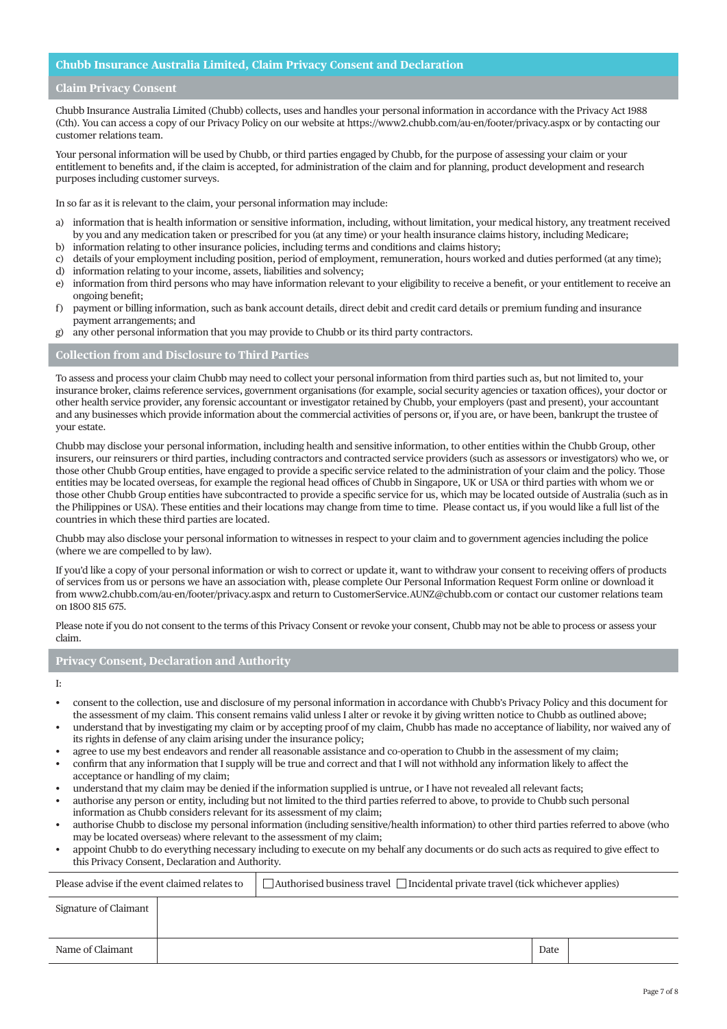## Chubb Insurance Australia Limited, Claim Privacy Consent and Declaration

### Claim Privacy Consent

Chubb Insurance Australia Limited (Chubb) collects, uses and handles your personal information in accordance with the Privacy Act 1988 (Cth). You can access a copy of our Privacy Policy on our website at https://www2.chubb.com/au-en/footer/privacy.aspx or by contacting our customer relations team.

Your personal information will be used by Chubb, or third parties engaged by Chubb, for the purpose of assessing your claim or your entitlement to benefits and, if the claim is accepted, for administration of the claim and for planning, product development and research purposes including customer surveys.

In so far as it is relevant to the claim, your personal information may include:

a) information that is health information or sensitive information, including, without limitation, your medical history, any treatment received by you and any medication taken or prescribed for you (at any time) or your health insurance claims history, including Medicare;
b) information relating to other insurance policies, including terms and conditions and claims history;
c) details of your employment including position, period of employment, remuneration, hours worked and duties performed (at any time);
d) information relating to your income, assets, liabilities and solvency;
e) information from third persons who may have information relevant to your eligibility to receive a benefit, or your entitlement to receive an ongoing benefit;
f) payment or billing information, such as bank account details, direct debit and credit card details or premium funding and insurance payment arrangements; and
g) any other personal information that you may provide to Chubb or its third party contractors.

### Collection from and Disclosure to Third Parties

To assess and process your claim Chubb may need to collect your personal information from third parties such as, but not limited to, your insurance broker, claims reference services, government organisations (for example, social security agencies or taxation offices), your doctor or other health service provider, any forensic accountant or investigator retained by Chubb, your employers (past and present), your accountant and any businesses which provide information about the commercial activities of persons or, if you are, or have been, bankrupt the trustee of your estate.

Chubb may disclose your personal information, including health and sensitive information, to other entities within the Chubb Group, other insurers, our reinsurers or third parties, including contractors and contracted service providers (such as assessors or investigators) who we, or those other Chubb Group entities, have engaged to provide a specific service related to the administration of your claim and the policy. Those entities may be located overseas, for example the regional head offices of Chubb in Singapore, UK or USA or third parties with whom we or those other Chubb Group entities have subcontracted to provide a specific service for us, which may be located outside of Australia (such as in the Philippines or USA). These entities and their locations may change from time to time. Please contact us, if you would like a full list of the countries in which these third parties are located.

Chubb may also disclose your personal information to witnesses in respect to your claim and to government agencies including the police (where we are compelled to by law).

If you'd like a copy of your personal information or wish to correct or update it, want to withdraw your consent to receiving offers of products of services from us or persons we have an association with, please complete Our Personal Information Request Form online or download it from www2.chubb.com/au-en/footer/privacy.aspx and return to CustomerService.AUNZ@chubb.com or contact our customer relations team on 1800 815 675.

Please note if you do not consent to the terms of this Privacy Consent or revoke your consent, Chubb may not be able to process or assess your claim.

### Privacy Consent, Declaration and Authority

I:

- consent to the collection, use and disclosure of my personal information in accordance with Chubb's Privacy Policy and this document for the assessment of my claim. This consent remains valid unless I alter or revoke it by giving written notice to Chubb as outlined above;
- understand that by investigating my claim or by accepting proof of my claim, Chubb has made no acceptance of liability, nor waived any of its rights in defense of any claim arising under the insurance policy;
- agree to use my best endeavors and render all reasonable assistance and co-operation to Chubb in the assessment of my claim;
- confirm that any information that I supply will be true and correct and that I will not withhold any information likely to affect the acceptance or handling of my claim;
- understand that my claim may be denied if the information supplied is untrue, or I have not revealed all relevant facts;
- authorise any person or entity, including but not limited to the third parties referred to above, to provide to Chubb such personal information as Chubb considers relevant for its assessment of my claim;
- authorise Chubb to disclose my personal information (including sensitive/health information) to other third parties referred to above (who may be located overseas) where relevant to the assessment of my claim;
- appoint Chubb to do everything necessary including to execute on my behalf any documents or do such acts as required to give effect to this Privacy Consent, Declaration and Authority.

| Please advise if the event claimed relates to | ☐ Authorised business travel ☐ Incidental private travel (tick whichever applies) | | |
|---|---|---|---|
| Signature of Claimant | | | |
| Name of Claimant | | Date | |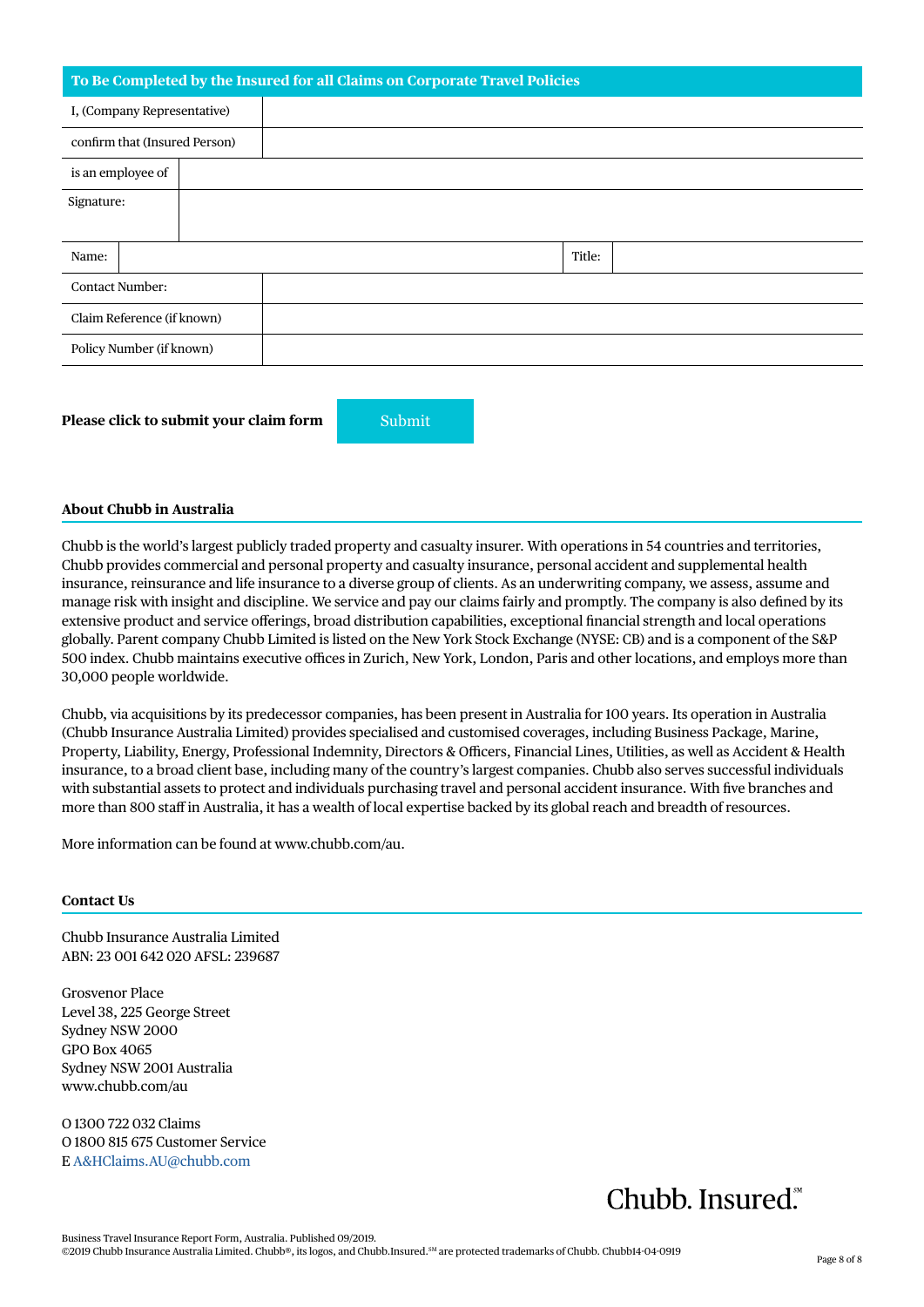## To Be Completed by the Insured for all Claims on Corporate Travel Policies

| | |
|---|---|
| I, (Company Representative) | |
| confirm that (Insured Person) | |
| is an employee of | |
| Signature: | |
| Name: | Title: |
| Contact Number: | |
| Claim Reference (if known) | |
| Policy Number (if known) | |

**Please click to submit your claim form** Submit

### About Chubb in Australia

Chubb is the world's largest publicly traded property and casualty insurer. With operations in 54 countries and territories, Chubb provides commercial and personal property and casualty insurance, personal accident and supplemental health insurance, reinsurance and life insurance to a diverse group of clients. As an underwriting company, we assess, assume and manage risk with insight and discipline. We service and pay our claims fairly and promptly. The company is also defined by its extensive product and service offerings, broad distribution capabilities, exceptional financial strength and local operations globally. Parent company Chubb Limited is listed on the New York Stock Exchange (NYSE: CB) and is a component of the S&P 500 index. Chubb maintains executive offices in Zurich, New York, London, Paris and other locations, and employs more than 30,000 people worldwide.

Chubb, via acquisitions by its predecessor companies, has been present in Australia for 100 years. Its operation in Australia (Chubb Insurance Australia Limited) provides specialised and customised coverages, including Business Package, Marine, Property, Liability, Energy, Professional Indemnity, Directors & Officers, Financial Lines, Utilities, as well as Accident & Health insurance, to a broad client base, including many of the country's largest companies. Chubb also serves successful individuals with substantial assets to protect and individuals purchasing travel and personal accident insurance. With five branches and more than 800 staff in Australia, it has a wealth of local expertise backed by its global reach and breadth of resources.

More information can be found at www.chubb.com/au.

### Contact Us

Chubb Insurance Australia Limited
ABN: 23 001 642 020 AFSL: 239687

Grosvenor Place
Level 38, 225 George Street
Sydney NSW 2000
GPO Box 4065
Sydney NSW 2001 Australia
www.chubb.com/au

O 1300 722 032 Claims
O 1800 815 675 Customer Service
E A&HClaims.AU@chubb.com

Chubb. Insured.℠

Business Travel Insurance Report Form, Australia. Published 09/2019.
©2019 Chubb Insurance Australia Limited. Chubb®, its logos, and Chubb.Insured.℠ are protected trademarks of Chubb. Chubb14-04-0919